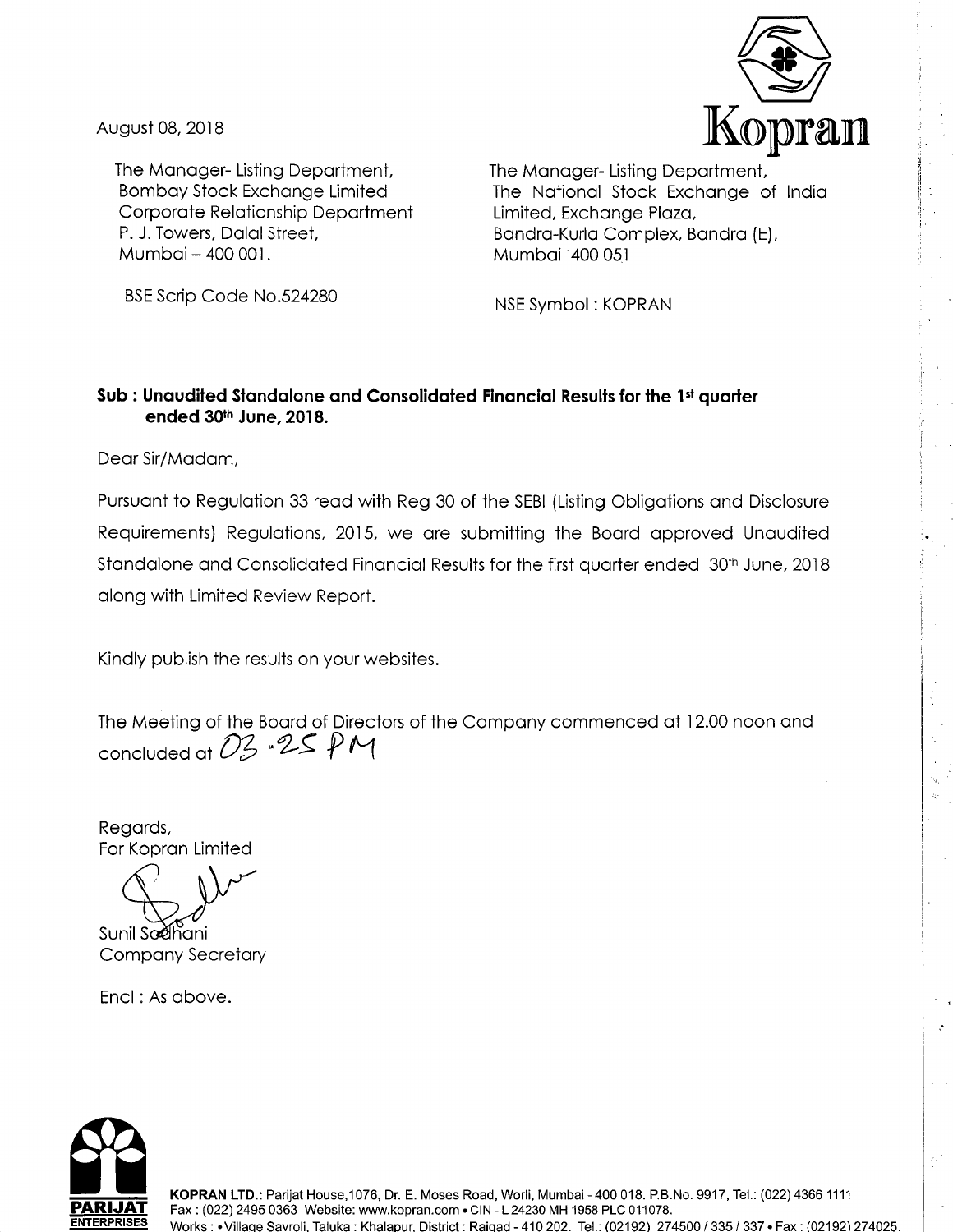August 08, 2018

**Kopran**

The Manager- Listing Department,
Bombay Stock Exchange Limited
Corporate Relationship Department
P. J. Towers, Dalal Street,
Mumbai – 400 001.

BSE Scrip Code No.524280

The Manager- Listing Department,
The National Stock Exchange of India Limited, Exchange Plaza,
Bandra-Kurla Complex, Bandra (E),
Mumbai 400 051

NSE Symbol : KOPRAN

**Sub : Unaudited Standalone and Consolidated Financial Results for the 1st quarter ended 30th June, 2018.**

Dear Sir/Madam,

Pursuant to Regulation 33 read with Reg 30 of the SEBI (Listing Obligations and Disclosure Requirements) Regulations, 2015, we are submitting the Board approved Unaudited Standalone and Consolidated Financial Results for the first quarter ended 30th June, 2018 along with Limited Review Report.

Kindly publish the results on your websites.

The Meeting of the Board of Directors of the Company commenced at 12.00 noon and concluded at 03.25 PM

Regards,
For Kopran Limited

Sunil Sodhani
Company Secretary

Encl : As above.

**KOPRAN LTD.:** Parijat House,1076, Dr. E. Moses Road, Worli, Mumbai - 400 018. P.B.No. 9917, Tel.: (022) 4366 1111
Fax : (022) 2495 0363 Website: www.kopran.com • CIN - L 24230 MH 1958 PLC 011078.
Works : • Village Savroli, Taluka : Khalapur, District : Raigad - 410 202. Tel.: (02192) 274500 / 335 / 337 • Fax : (02192) 274025.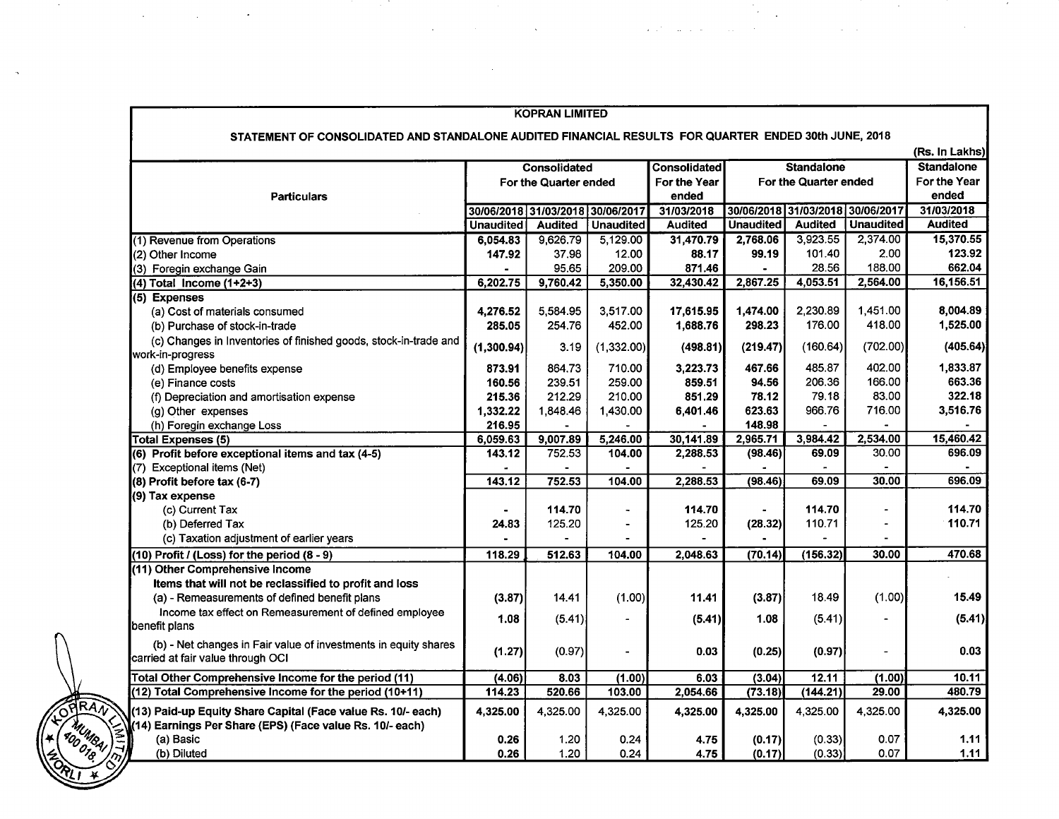# KOPRAN LIMITED

## STATEMENT OF CONSOLIDATED AND STANDALONE AUDITED FINANCIAL RESULTS FOR QUARTER ENDED 30th JUNE, 2018

(Rs. In Lakhs)

| Particulars | Consolidated For the Quarter ended | | | Consolidated For the Year ended | Standalone For the Quarter ended | | | Standalone For the Year ended |
|---|---|---|---|---|---|---|---|---|
| | 30/06/2018 | 31/03/2018 | 30/06/2017 | 31/03/2018 | 30/06/2018 | 31/03/2018 | 30/06/2017 | 31/03/2018 |
| | Unaudited | Audited | Unaudited | Audited | Unaudited | Audited | Unaudited | Audited |
| (1) Revenue from Operations | 6,054.83 | 9,626.79 | 5,129.00 | 31,470.79 | 2,768.06 | 3,923.55 | 2,374.00 | 15,370.55 |
| (2) Other Income | 147.92 | 37.98 | 12.00 | 88.17 | 99.19 | 101.40 | 2.00 | 123.92 |
| (3) Foregin exchange Gain | - | 95.65 | 209.00 | 871.46 | - | 28.56 | 188.00 | 662.04 |
| (4) Total Income (1+2+3) | 6,202.75 | 9,760.42 | 5,350.00 | 32,430.42 | 2,867.25 | 4,053.51 | 2,564.00 | 16,156.51 |
| (5) Expenses | | | | | | | | |
| (a) Cost of materials consumed | 4,276.52 | 5,584.95 | 3,517.00 | 17,615.95 | 1,474.00 | 2,230.89 | 1,451.00 | 8,004.89 |
| (b) Purchase of stock-in-trade | 285.05 | 254.76 | 452.00 | 1,688.76 | 298.23 | 176.00 | 418.00 | 1,525.00 |
| (c) Changes in Inventories of finished goods, stock-in-trade and work-in-progress | (1,300.94) | 3.19 | (1,332.00) | (498.81) | (219.47) | (160.64) | (702.00) | (405.64) |
| (d) Employee benefits expense | 873.91 | 864.73 | 710.00 | 3,223.73 | 467.66 | 485.87 | 402.00 | 1,833.87 |
| (e) Finance costs | 160.56 | 239.51 | 259.00 | 859.51 | 94.56 | 206.36 | 166.00 | 663.36 |
| (f) Depreciation and amortisation expense | 215.36 | 212.29 | 210.00 | 851.29 | 78.12 | 79.18 | 83.00 | 322.18 |
| (g) Other expenses | 1,332.22 | 1,848.46 | 1,430.00 | 6,401.46 | 623.63 | 966.76 | 716.00 | 3,516.76 |
| (h) Foregin exchange Loss | 216.95 | - | - | - | 148.98 | - | - | - |
| Total Expenses (5) | 6,059.63 | 9,007.89 | 5,246.00 | 30,141.89 | 2,965.71 | 3,984.42 | 2,534.00 | 15,460.42 |
| (6) Profit before exceptional items and tax (4-5) | 143.12 | 752.53 | 104.00 | 2,288.53 | (98.46) | 69.09 | 30.00 | 696.09 |
| (7) Exceptional items (Net) | - | - | - | - | - | - | - | - |
| (8) Profit before tax (6-7) | 143.12 | 752.53 | 104.00 | 2,288.53 | (98.46) | 69.09 | 30.00 | 696.09 |
| (9) Tax expense | | | | | | | | |
| (c) Current Tax | - | 114.70 | - | 114.70 | - | 114.70 | - | 114.70 |
| (b) Deferred Tax | 24.83 | 125.20 | - | 125.20 | (28.32) | 110.71 | - | 110.71 |
| (c) Taxation adjustment of earlier years | - | - | - | - | - | - | - | - |
| (10) Profit / (Loss) for the period (8 - 9) | 118.29 | 512.63 | 104.00 | 2,048.63 | (70.14) | (156.32) | 30.00 | 470.68 |
| (11) Other Comprehensive Income | | | | | | | | |
| Items that will not be reclassified to profit and loss | | | | | | | | |
| (a) - Remeasurements of defined benefit plans | (3.87) | 14.41 | (1.00) | 11.41 | (3.87) | 18.49 | (1.00) | 15.49 |
| Income tax effect on Remeasurement of defined employee benefit plans | 1.08 | (5.41) | - | (5.41) | 1.08 | (5.41) | - | (5.41) |
| (b) - Net changes in Fair value of investments in equity shares carried at fair value through OCI | (1.27) | (0.97) | - | 0.03 | (0.25) | (0.97) | - | 0.03 |
| Total Other Comprehensive Income for the period (11) | (4.06) | 8.03 | (1.00) | 6.03 | (3.04) | 12.11 | (1.00) | 10.11 |
| (12) Total Comprehensive Income for the period (10+11) | 114.23 | 520.66 | 103.00 | 2,054.66 | (73.18) | (144.21) | 29.00 | 480.79 |
| (13) Paid-up Equity Share Capital (Face value Rs. 10/- each) | 4,325.00 | 4,325.00 | 4,325.00 | 4,325.00 | 4,325.00 | 4,325.00 | 4,325.00 | 4,325.00 |
| (14) Earnings Per Share (EPS) (Face value Rs. 10/- each) | | | | | | | | |
| (a) Basic | 0.26 | 1.20 | 0.24 | 4.75 | (0.17) | (0.33) | 0.07 | 1.11 |
| (b) Diluted | 0.26 | 1.20 | 0.24 | 4.75 | (0.17) | (0.33) | 0.07 | 1.11 |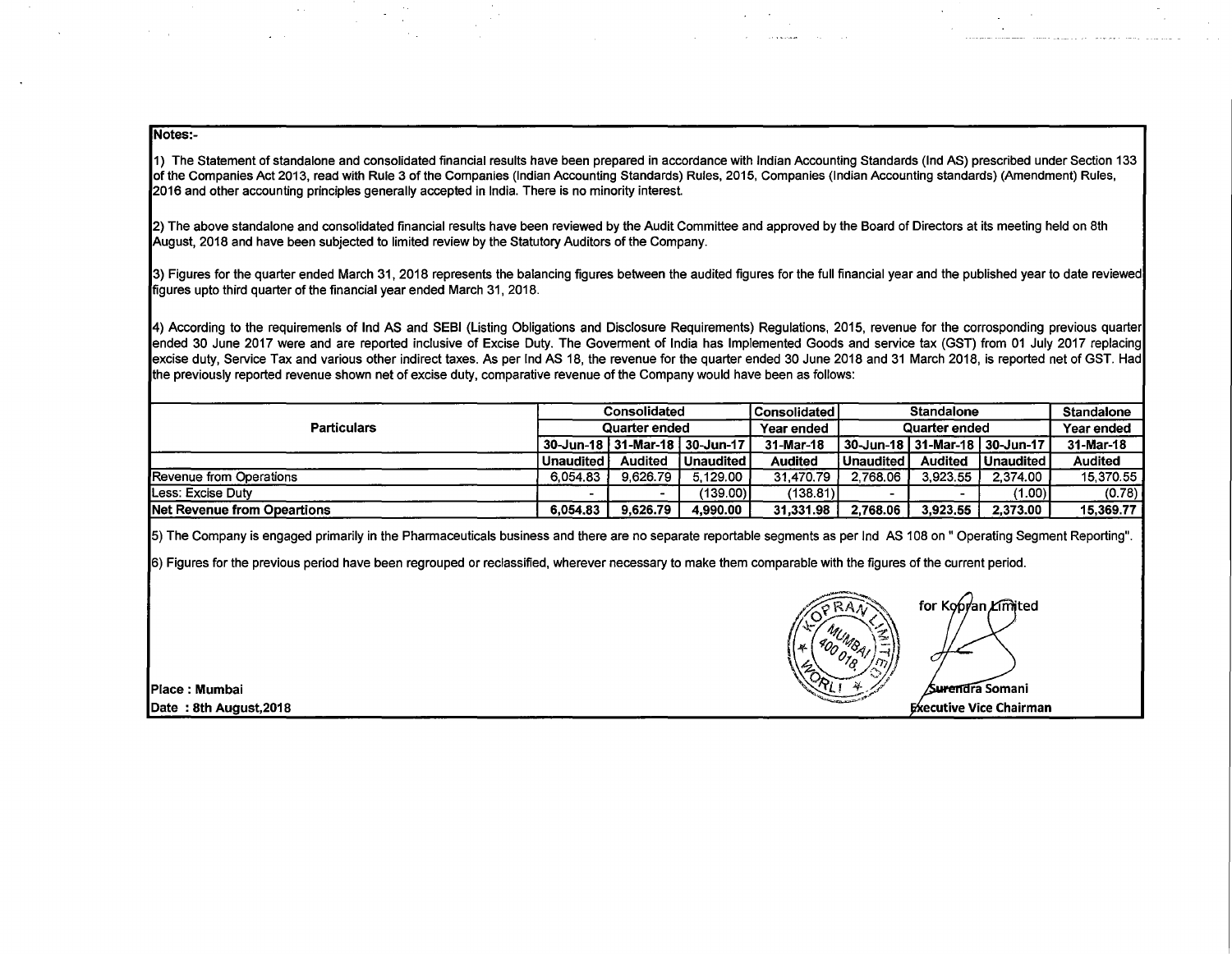**Notes:-**

1) The Statement of standalone and consolidated financial results have been prepared in accordance with Indian Accounting Standards (Ind AS) prescribed under Section 133 of the Companies Act 2013, read with Rule 3 of the Companies (Indian Accounting Standards) Rules, 2015, Companies (Indian Accounting standards) (Amendment) Rules, 2016 and other accounting principles generally accepted in India. There is no minority interest.

2) The above standalone and consolidated financial results have been reviewed by the Audit Committee and approved by the Board of Directors at its meeting held on 8th August, 2018 and have been subjected to limited review by the Statutory Auditors of the Company.

3) Figures for the quarter ended March 31, 2018 represents the balancing figures between the audited figures for the full financial year and the published year to date reviewed figures upto third quarter of the financial year ended March 31, 2018.

4) According to the requiremenls of Ind AS and SEBI (Listing Obligations and Disclosure Requirements) Regulations, 2015, revenue for the corresponding previous quarter ended 30 June 2017 were and are reported inclusive of Excise Duty. The Goverment of India has Implemented Goods and service tax (GST) from 01 July 2017 replacing excise duty, Service Tax and various other indirect taxes. As per Ind AS 18, the revenue for the quarter ended 30 June 2018 and 31 March 2018, is reported net of GST. Had the previously reported revenue shown net of excise duty, comparative revenue of the Company would have been as follows:

| Particulars | Consolidated Quarter ended | | | Consolidated Year ended | Standalone Quarter ended | | | Standalone Year ended |
|---|---|---|---|---|---|---|---|---|
| | 30-Jun-18 | 31-Mar-18 | 30-Jun-17 | 31-Mar-18 | 30-Jun-18 | 31-Mar-18 | 30-Jun-17 | 31-Mar-18 |
| | Unaudited | Audited | Unaudited | Audited | Unaudited | Audited | Unaudited | Audited |
| Revenue from Operations | 6,054.83 | 9,626.79 | 5,129.00 | 31,470.79 | 2,768.06 | 3,923.55 | 2,374.00 | 15,370.55 |
| Less: Excise Duty | - | - | (139.00) | (138.81) | - | - | (1.00) | (0.78) |
| **Net Revenue from Opeartions** | **6,054.83** | **9,626.79** | **4,990.00** | **31,331.98** | **2,768.06** | **3,923.55** | **2,373.00** | **15,369.77** |

5) The Company is engaged primarily in the Pharmaceuticals business and there are no separate reportable segments as per Ind AS 108 on " Operating Segment Reporting".

6) Figures for the previous period have been regrouped or reclassified, wherever necessary to make them comparable with the figures of the current period.

for Kopran Limited

Surendra Somani
Executive Vice Chairman

**Place : Mumbai**
**Date : 8th August,2018**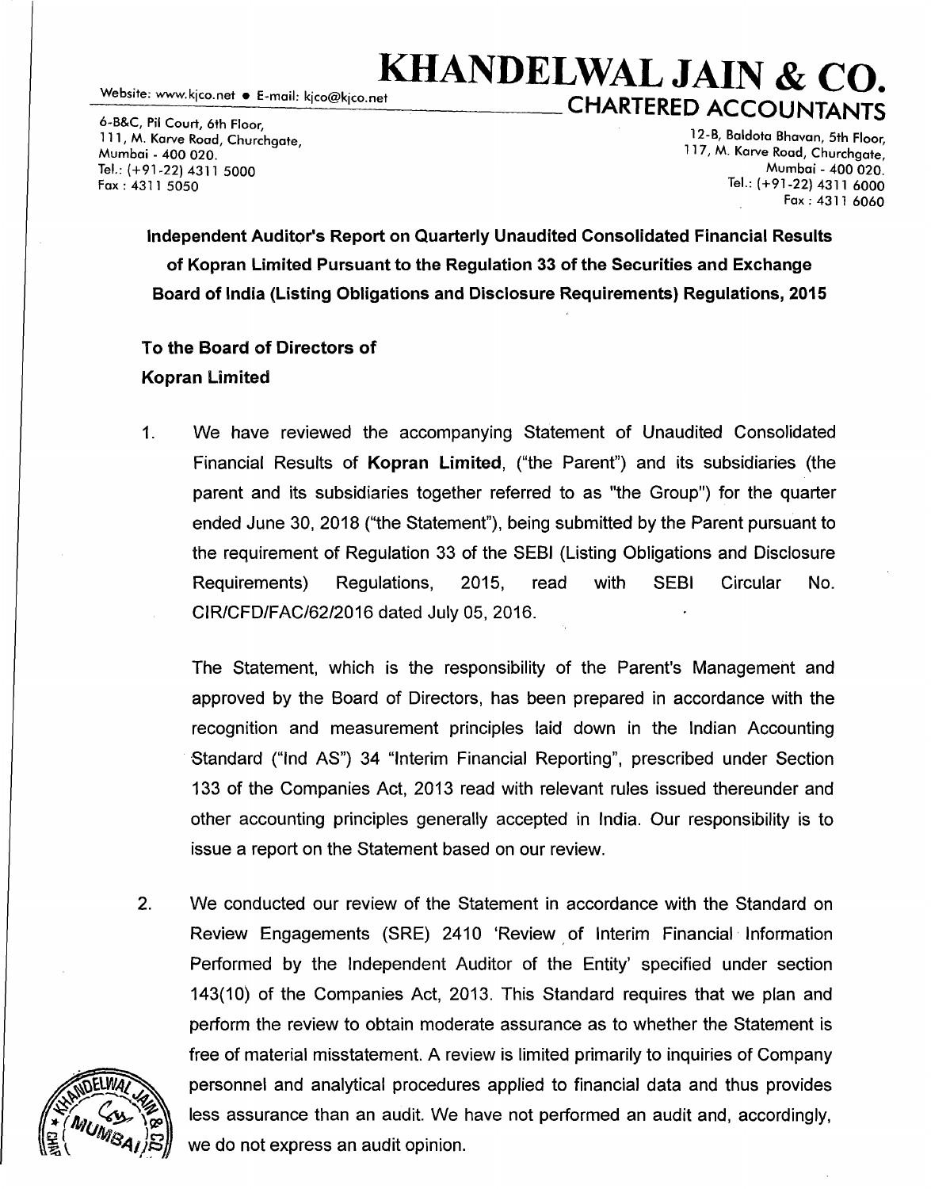# KHANDELWAL JAIN & CO.

## CHARTERED ACCOUNTANTS

Website: www.kjco.net • E-mail: kjco@kjco.net

6-B&C, Pil Court, 6th Floor,
111, M. Karve Road, Churchgate,
Mumbai - 400 020.
Tel.: (+91-22) 4311 5000
Fax : 4311 5050

12-B, Baldota Bhavan, 5th Floor,
117, M. Karve Road, Churchgate,
Mumbai - 400 020.
Tel.: (+91-22) 4311 6000
Fax : 4311 6060

**Independent Auditor's Report on Quarterly Unaudited Consolidated Financial Results of Kopran Limited Pursuant to the Regulation 33 of the Securities and Exchange Board of India (Listing Obligations and Disclosure Requirements) Regulations, 2015**

**To the Board of Directors of**
**Kopran Limited**

1. We have reviewed the accompanying Statement of Unaudited Consolidated Financial Results of **Kopran Limited**, ("the Parent") and its subsidiaries (the parent and its subsidiaries together referred to as "the Group") for the quarter ended June 30, 2018 ("the Statement"), being submitted by the Parent pursuant to the requirement of Regulation 33 of the SEBI (Listing Obligations and Disclosure Requirements) Regulations, 2015, read with SEBI Circular No. CIR/CFD/FAC/62/2016 dated July 05, 2016.

   The Statement, which is the responsibility of the Parent's Management and approved by the Board of Directors, has been prepared in accordance with the recognition and measurement principles laid down in the Indian Accounting Standard ("Ind AS") 34 "Interim Financial Reporting", prescribed under Section 133 of the Companies Act, 2013 read with relevant rules issued thereunder and other accounting principles generally accepted in India. Our responsibility is to issue a report on the Statement based on our review.

2. We conducted our review of the Statement in accordance with the Standard on Review Engagements (SRE) 2410 'Review of Interim Financial Information Performed by the Independent Auditor of the Entity' specified under section 143(10) of the Companies Act, 2013. This Standard requires that we plan and perform the review to obtain moderate assurance as to whether the Statement is free of material misstatement. A review is limited primarily to inquiries of Company personnel and analytical procedures applied to financial data and thus provides less assurance than an audit. We have not performed an audit and, accordingly, we do not express an audit opinion.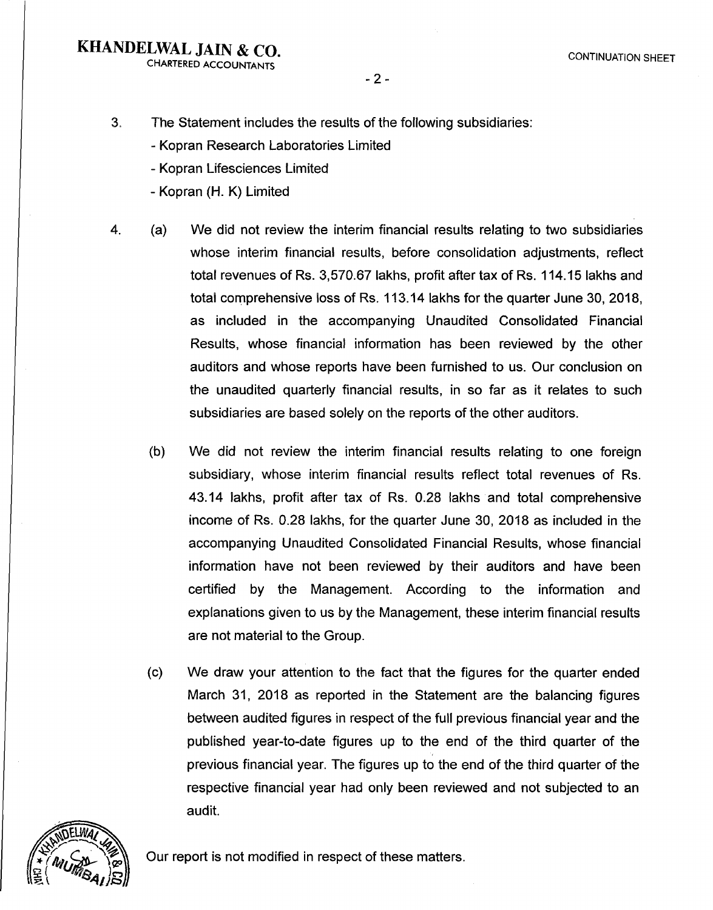3. The Statement includes the results of the following subsidiaries:
   - Kopran Research Laboratories Limited
   - Kopran Lifesciences Limited
   - Kopran (H. K) Limited

4. (a) We did not review the interim financial results relating to two subsidiaries whose interim financial results, before consolidation adjustments, reflect total revenues of Rs. 3,570.67 lakhs, profit after tax of Rs. 114.15 lakhs and total comprehensive loss of Rs. 113.14 lakhs for the quarter June 30, 2018, as included in the accompanying Unaudited Consolidated Financial Results, whose financial information has been reviewed by the other auditors and whose reports have been furnished to us. Our conclusion on the unaudited quarterly financial results, in so far as it relates to such subsidiaries are based solely on the reports of the other auditors.

   (b) We did not review the interim financial results relating to one foreign subsidiary, whose interim financial results reflect total revenues of Rs. 43.14 lakhs, profit after tax of Rs. 0.28 lakhs and total comprehensive income of Rs. 0.28 lakhs, for the quarter June 30, 2018 as included in the accompanying Unaudited Consolidated Financial Results, whose financial information have not been reviewed by their auditors and have been certified by the Management. According to the information and explanations given to us by the Management, these interim financial results are not material to the Group.

   (c) We draw your attention to the fact that the figures for the quarter ended March 31, 2018 as reported in the Statement are the balancing figures between audited figures in respect of the full previous financial year and the published year-to-date figures up to the end of the third quarter of the previous financial year. The figures up to the end of the third quarter of the respective financial year had only been reviewed and not subjected to an audit.

Our report is not modified in respect of these matters.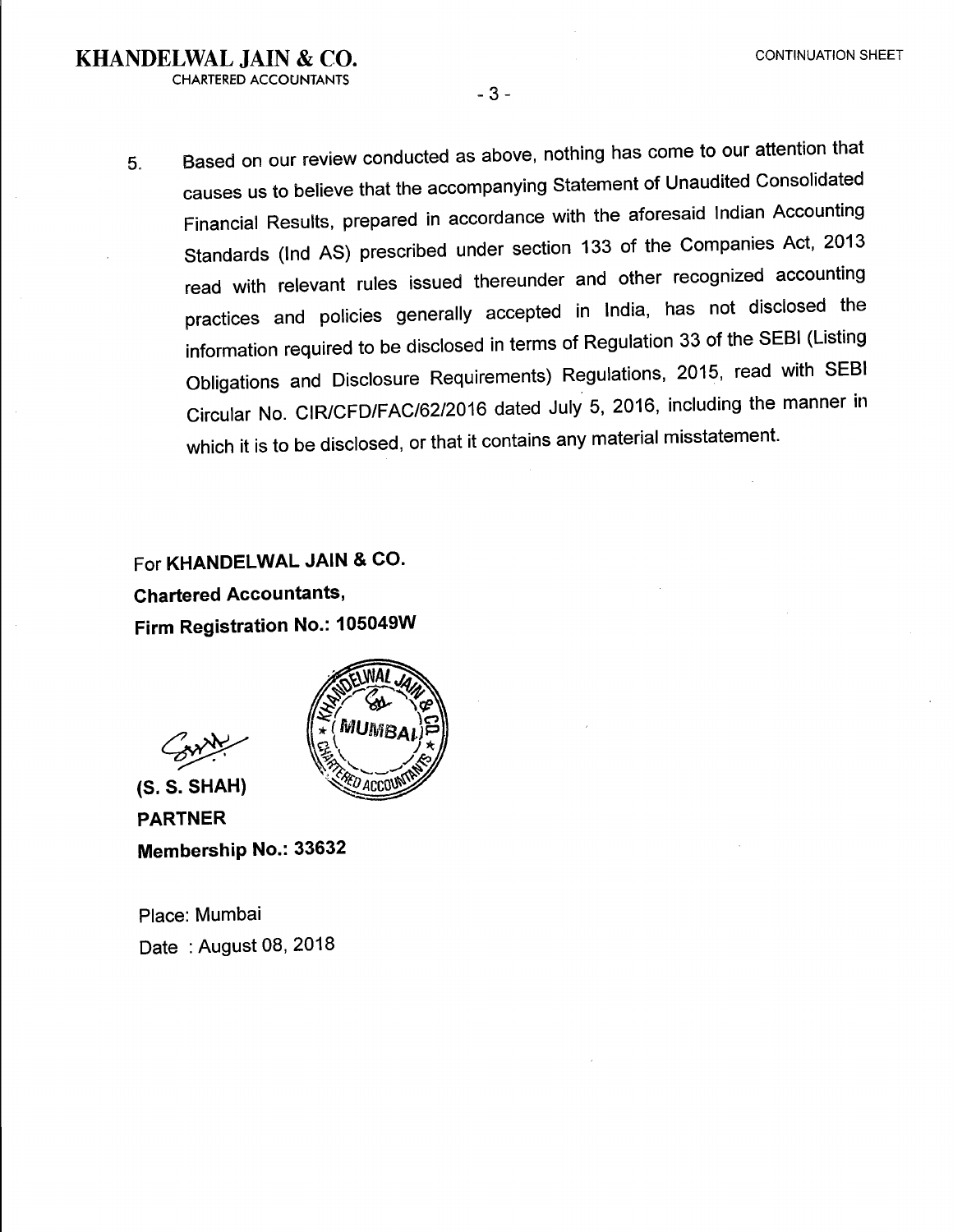**KHANDELWAL JAIN & CO.**
CHARTERED ACCOUNTANTS

CONTINUATION SHEET

5. Based on our review conducted as above, nothing has come to our attention that causes us to believe that the accompanying Statement of Unaudited Consolidated Financial Results, prepared in accordance with the aforesaid Indian Accounting Standards (Ind AS) prescribed under section 133 of the Companies Act, 2013 read with relevant rules issued thereunder and other recognized accounting practices and policies generally accepted in India, has not disclosed the information required to be disclosed in terms of Regulation 33 of the SEBI (Listing Obligations and Disclosure Requirements) Regulations, 2015, read with SEBI Circular No. CIR/CFD/FAC/62/2016 dated July 5, 2016, including the manner in which it is to be disclosed, or that it contains any material misstatement.

For **KHANDELWAL JAIN & CO.**
**Chartered Accountants,**
**Firm Registration No.: 105049W**

**(S. S. SHAH)**
**PARTNER**
**Membership No.: 33632**

Place: Mumbai
Date : August 08, 2018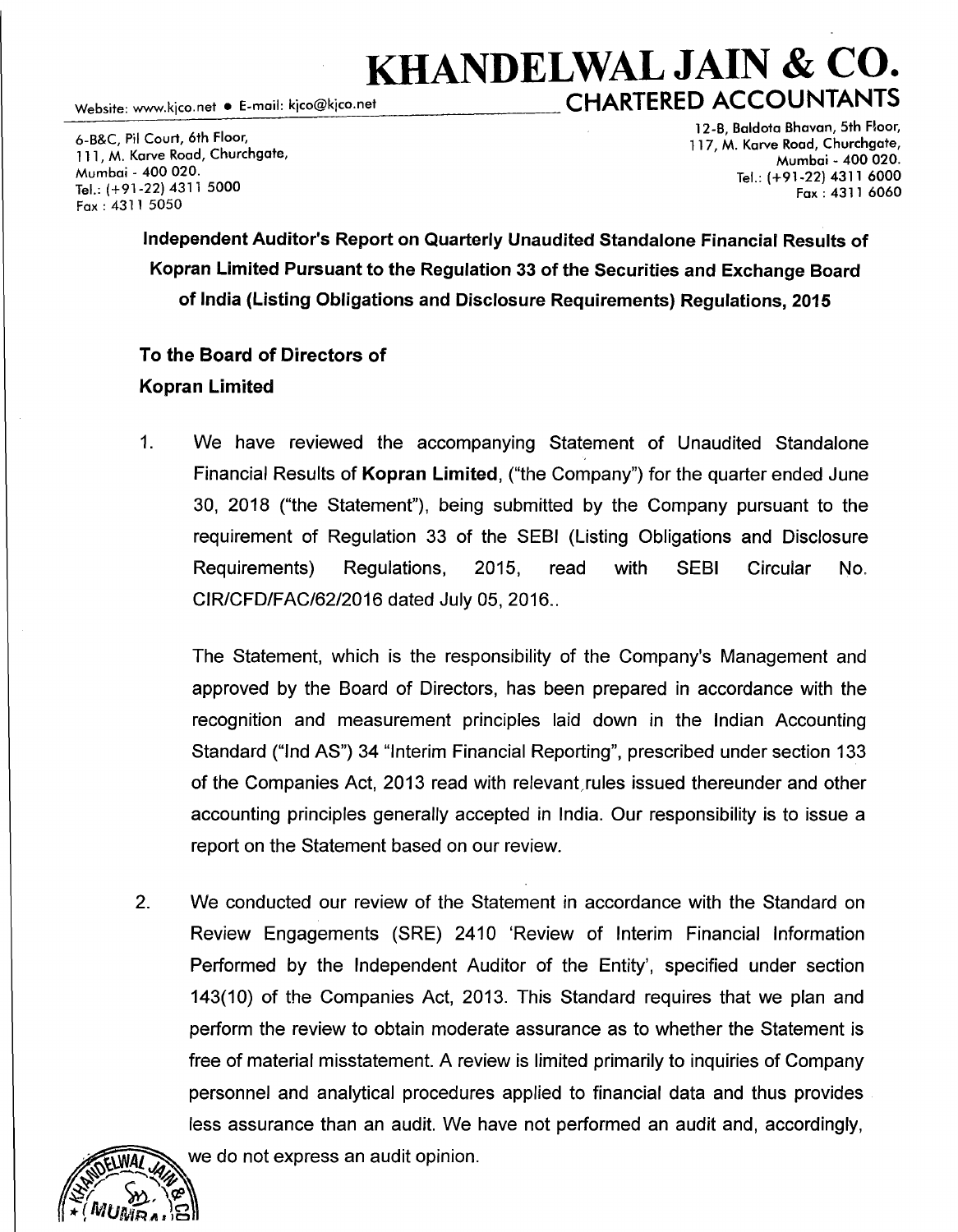# KHANDELWAL JAIN & CO.
## CHARTERED ACCOUNTANTS

Website: www.kjco.net • E-mail: kjco@kjco.net

6-B&C, Pil Court, 6th Floor,
111, M. Karve Road, Churchgate,
Mumbai - 400 020.
Tel.: (+91-22) 4311 5000
Fax : 4311 5050

12-B, Baldota Bhavan, 5th Floor,
117, M. Karve Road, Churchgate,
Mumbai - 400 020.
Tel.: (+91-22) 4311 6000
Fax : 4311 6060

**Independent Auditor's Report on Quarterly Unaudited Standalone Financial Results of Kopran Limited Pursuant to the Regulation 33 of the Securities and Exchange Board of India (Listing Obligations and Disclosure Requirements) Regulations, 2015**

**To the Board of Directors of**
**Kopran Limited**

1. We have reviewed the accompanying Statement of Unaudited Standalone Financial Results of **Kopran Limited**, ("the Company") for the quarter ended June 30, 2018 ("the Statement"), being submitted by the Company pursuant to the requirement of Regulation 33 of the SEBI (Listing Obligations and Disclosure Requirements) Regulations, 2015, read with SEBI Circular No. CIR/CFD/FAC/62/2016 dated July 05, 2016..

   The Statement, which is the responsibility of the Company's Management and approved by the Board of Directors, has been prepared in accordance with the recognition and measurement principles laid down in the Indian Accounting Standard ("Ind AS") 34 "Interim Financial Reporting", prescribed under section 133 of the Companies Act, 2013 read with relevant rules issued thereunder and other accounting principles generally accepted in India. Our responsibility is to issue a report on the Statement based on our review.

2. We conducted our review of the Statement in accordance with the Standard on Review Engagements (SRE) 2410 'Review of Interim Financial Information Performed by the Independent Auditor of the Entity', specified under section 143(10) of the Companies Act, 2013. This Standard requires that we plan and perform the review to obtain moderate assurance as to whether the Statement is free of material misstatement. A review is limited primarily to inquiries of Company personnel and analytical procedures applied to financial data and thus provides less assurance than an audit. We have not performed an audit and, accordingly, we do not express an audit opinion.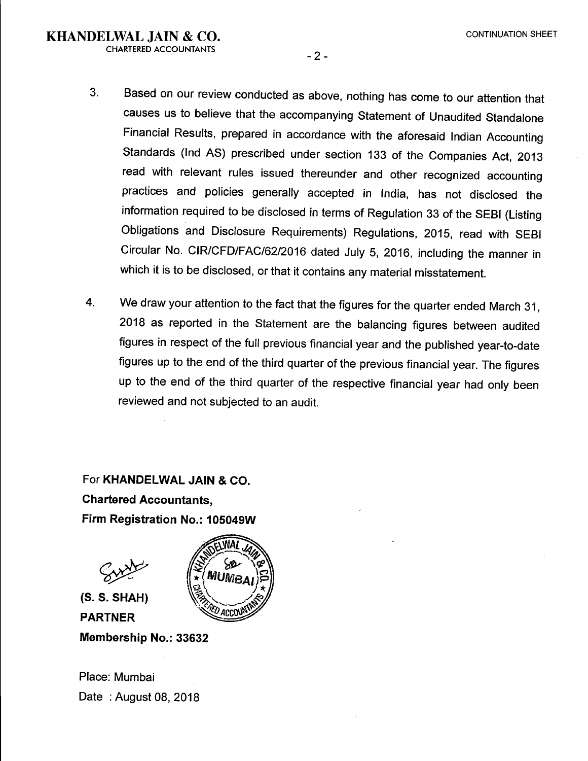**KHANDELWAL JAIN & CO.**
CHARTERED ACCOUNTANTS

CONTINUATION SHEET

3. Based on our review conducted as above, nothing has come to our attention that causes us to believe that the accompanying Statement of Unaudited Standalone Financial Results, prepared in accordance with the aforesaid Indian Accounting Standards (Ind AS) prescribed under section 133 of the Companies Act, 2013 read with relevant rules issued thereunder and other recognized accounting practices and policies generally accepted in India, has not disclosed the information required to be disclosed in terms of Regulation 33 of the SEBI (Listing Obligations and Disclosure Requirements) Regulations, 2015, read with SEBI Circular No. CIR/CFD/FAC/62/2016 dated July 5, 2016, including the manner in which it is to be disclosed, or that it contains any material misstatement.

4. We draw your attention to the fact that the figures for the quarter ended March 31, 2018 as reported in the Statement are the balancing figures between audited figures in respect of the full previous financial year and the published year-to-date figures up to the end of the third quarter of the previous financial year. The figures up to the end of the third quarter of the respective financial year had only been reviewed and not subjected to an audit.

For **KHANDELWAL JAIN & CO.**
**Chartered Accountants,**
**Firm Registration No.: 105049W**

**(S. S. SHAH)**
**PARTNER**
**Membership No.: 33632**

Place: Mumbai
Date : August 08, 2018